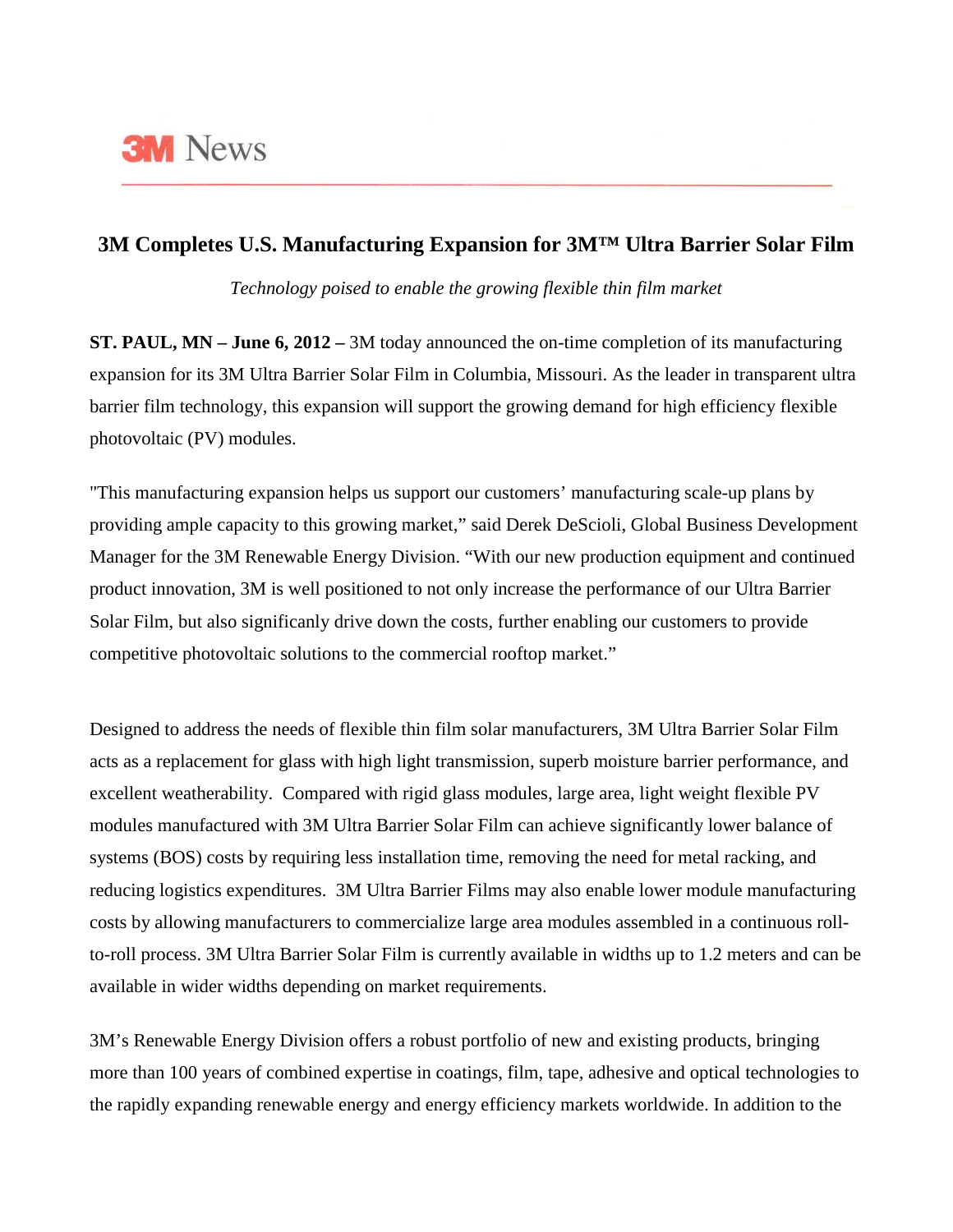# 3M News

## 3M Completes U.S. Manufacturing Expansion for 3M™ Ultra Barrier Solar Film

*Technology poised to enable the growing flexible thin film market*

**ST. PAUL, MN – June 6, 2012 –** 3M today announced the on-time completion of its manufacturing expansion for its 3M Ultra Barrier Solar Film in Columbia, Missouri. As the leader in transparent ultra barrier film technology, this expansion will support the growing demand for high efficiency flexible photovoltaic (PV) modules.

"This manufacturing expansion helps us support our customers' manufacturing scale-up plans by providing ample capacity to this growing market," said Derek DeScioli, Global Business Development Manager for the 3M Renewable Energy Division. "With our new production equipment and continued product innovation, 3M is well positioned to not only increase the performance of our Ultra Barrier Solar Film, but also significanly drive down the costs, further enabling our customers to provide competitive photovoltaic solutions to the commercial rooftop market."

Designed to address the needs of flexible thin film solar manufacturers, 3M Ultra Barrier Solar Film acts as a replacement for glass with high light transmission, superb moisture barrier performance, and excellent weatherability. Compared with rigid glass modules, large area, light weight flexible PV modules manufactured with 3M Ultra Barrier Solar Film can achieve significantly lower balance of systems (BOS) costs by requiring less installation time, removing the need for metal racking, and reducing logistics expenditures. 3M Ultra Barrier Films may also enable lower module manufacturing costs by allowing manufacturers to commercialize large area modules assembled in a continuous roll-to-roll process. 3M Ultra Barrier Solar Film is currently available in widths up to 1.2 meters and can be available in wider widths depending on market requirements.

3M's Renewable Energy Division offers a robust portfolio of new and existing products, bringing more than 100 years of combined expertise in coatings, film, tape, adhesive and optical technologies to the rapidly expanding renewable energy and energy efficiency markets worldwide. In addition to the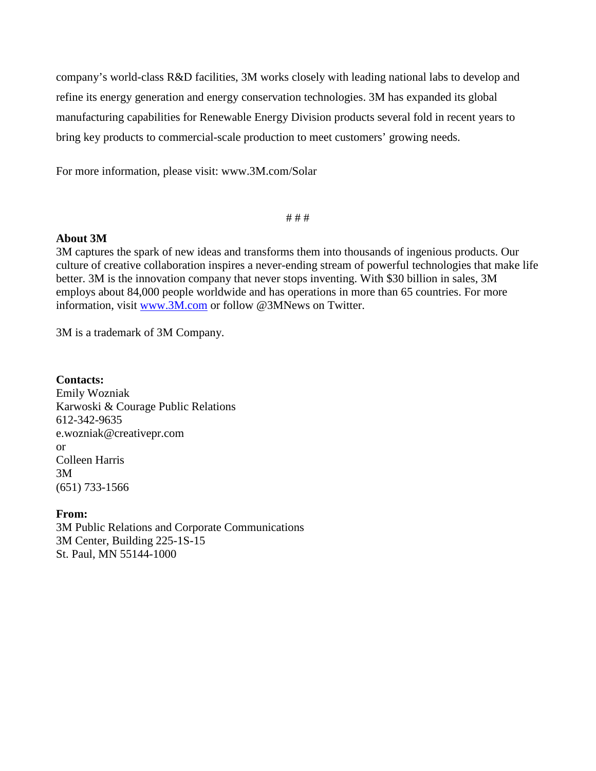company's world-class R&D facilities, 3M works closely with leading national labs to develop and refine its energy generation and energy conservation technologies. 3M has expanded its global manufacturing capabilities for Renewable Energy Division products several fold in recent years to bring key products to commercial-scale production to meet customers' growing needs.

For more information, please visit: www.3M.com/Solar

# # #

**About 3M**
3M captures the spark of new ideas and transforms them into thousands of ingenious products. Our culture of creative collaboration inspires a never-ending stream of powerful technologies that make life better. 3M is the innovation company that never stops inventing. With $30 billion in sales, 3M employs about 84,000 people worldwide and has operations in more than 65 countries. For more information, visit [www.3M.com](http://www.3M.com) or follow @3MNews on Twitter.

3M is a trademark of 3M Company.

**Contacts:**
Emily Wozniak
Karwoski & Courage Public Relations
612-342-9635
e.wozniak@creativepr.com
or
Colleen Harris
3M
(651) 733-1566

**From:**
3M Public Relations and Corporate Communications
3M Center, Building 225-1S-15
St. Paul, MN 55144-1000